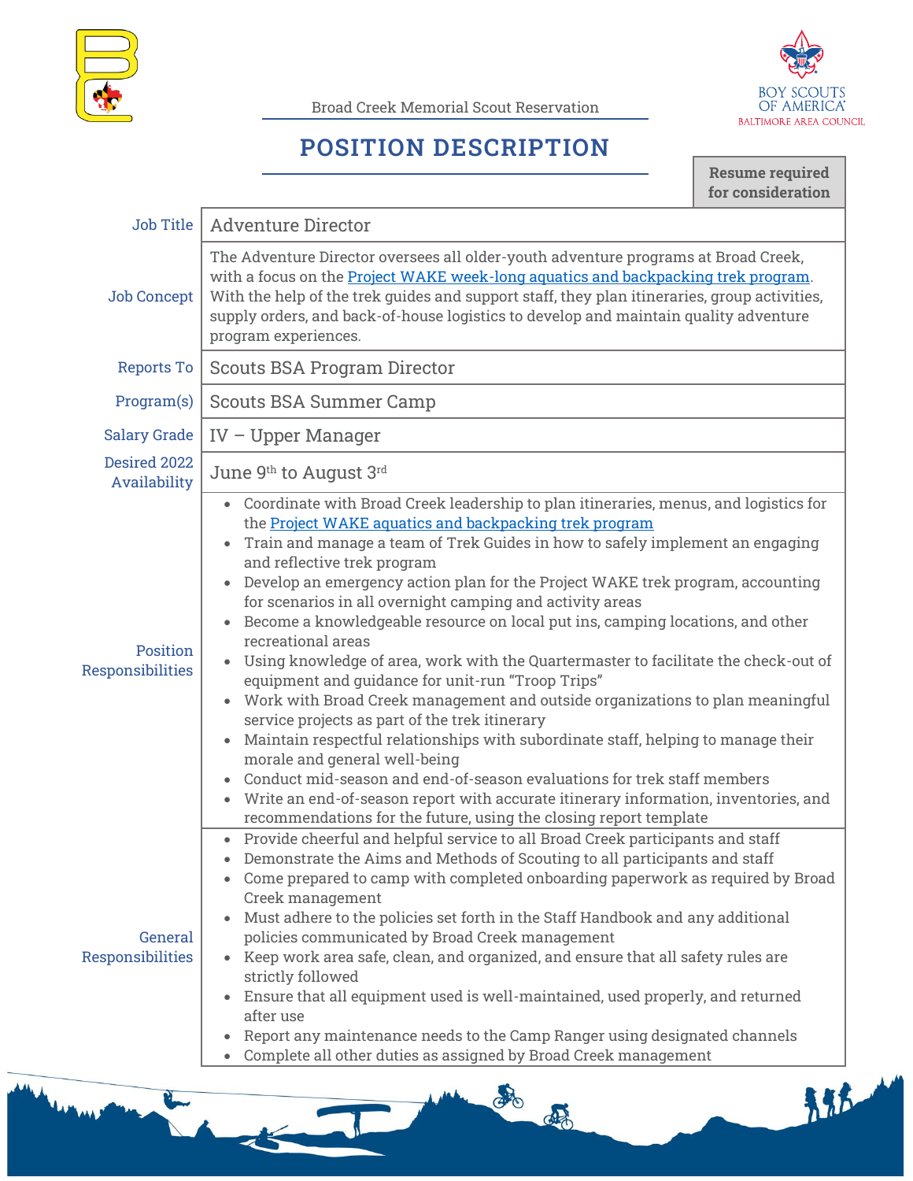Broad Creek Memorial Scout Reservation

BOY SCOUTS OF AMERICA
BALTIMORE AREA COUNCIL

# POSITION DESCRIPTION

**Resume required for consideration**

| | |
|---|---|
| Job Title | Adventure Director |
| Job Concept | The Adventure Director oversees all older-youth adventure programs at Broad Creek, with a focus on the [Project WAKE week-long aquatics and backpacking trek program](). With the help of the trek guides and support staff, they plan itineraries, group activities, supply orders, and back-of-house logistics to develop and maintain quality adventure program experiences. |
| Reports To | Scouts BSA Program Director |
| Program(s) | Scouts BSA Summer Camp |
| Salary Grade | IV – Upper Manager |
| Desired 2022 Availability | June 9th to August 3rd |
| Position Responsibilities | • Coordinate with Broad Creek leadership to plan itineraries, menus, and logistics for the [Project WAKE aquatics and backpacking trek program]()<br>• Train and manage a team of Trek Guides in how to safely implement an engaging and reflective trek program<br>• Develop an emergency action plan for the Project WAKE trek program, accounting for scenarios in all overnight camping and activity areas<br>• Become a knowledgeable resource on local put ins, camping locations, and other recreational areas<br>• Using knowledge of area, work with the Quartermaster to facilitate the check-out of equipment and guidance for unit-run "Troop Trips"<br>• Work with Broad Creek management and outside organizations to plan meaningful service projects as part of the trek itinerary<br>• Maintain respectful relationships with subordinate staff, helping to manage their morale and general well-being<br>• Conduct mid-season and end-of-season evaluations for trek staff members<br>• Write an end-of-season report with accurate itinerary information, inventories, and recommendations for the future, using the closing report template |
| General Responsibilities | • Provide cheerful and helpful service to all Broad Creek participants and staff<br>• Demonstrate the Aims and Methods of Scouting to all participants and staff<br>• Come prepared to camp with completed onboarding paperwork as required by Broad Creek management<br>• Must adhere to the policies set forth in the Staff Handbook and any additional policies communicated by Broad Creek management<br>• Keep work area safe, clean, and organized, and ensure that all safety rules are strictly followed<br>• Ensure that all equipment used is well-maintained, used properly, and returned after use<br>• Report any maintenance needs to the Camp Ranger using designated channels<br>• Complete all other duties as assigned by Broad Creek management |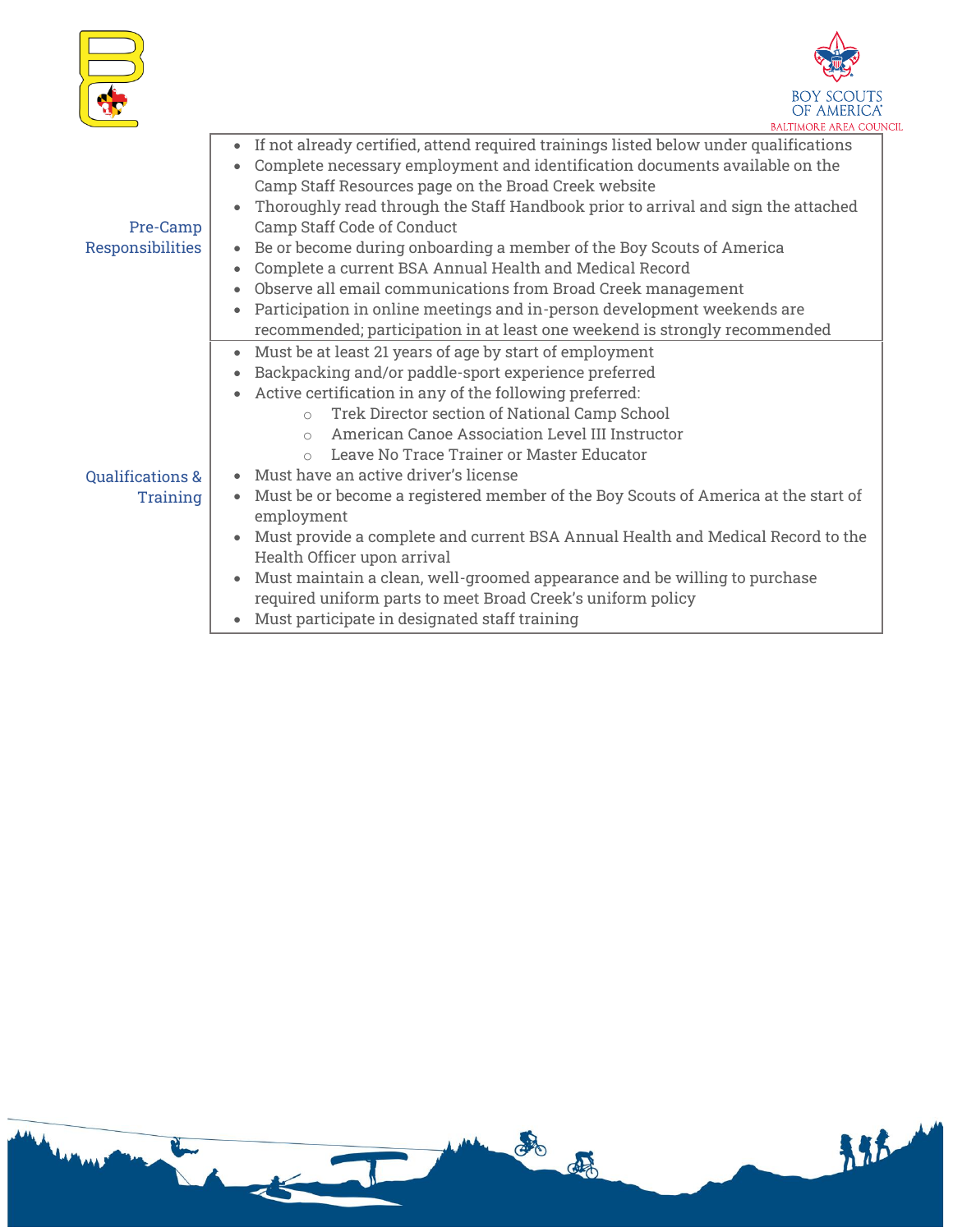| | |
|---|---|
| Pre-Camp Responsibilities | • If not already certified, attend required trainings listed below under qualifications<br>• Complete necessary employment and identification documents available on the Camp Staff Resources page on the Broad Creek website<br>• Thoroughly read through the Staff Handbook prior to arrival and sign the attached Camp Staff Code of Conduct<br>• Be or become during onboarding a member of the Boy Scouts of America<br>• Complete a current BSA Annual Health and Medical Record<br>• Observe all email communications from Broad Creek management<br>• Participation in online meetings and in-person development weekends are recommended; participation in at least one weekend is strongly recommended |
| Qualifications & Training | • Must be at least 21 years of age by start of employment<br>• Backpacking and/or paddle-sport experience preferred<br>• Active certification in any of the following preferred:<br>&nbsp;&nbsp;&nbsp;&nbsp;○ Trek Director section of National Camp School<br>&nbsp;&nbsp;&nbsp;&nbsp;○ American Canoe Association Level III Instructor<br>&nbsp;&nbsp;&nbsp;&nbsp;○ Leave No Trace Trainer or Master Educator<br>• Must have an active driver's license<br>• Must be or become a registered member of the Boy Scouts of America at the start of employment<br>• Must provide a complete and current BSA Annual Health and Medical Record to the Health Officer upon arrival<br>• Must maintain a clean, well-groomed appearance and be willing to purchase required uniform parts to meet Broad Creek's uniform policy<br>• Must participate in designated staff training |